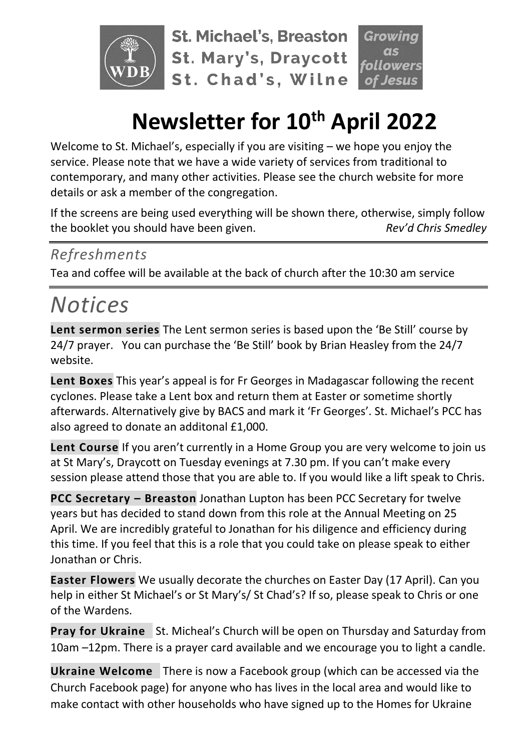St. Michael's, Breaston
St. Mary's, Draycott
St. Chad's, Wilne

Growing as followers of Jesus

# Newsletter for 10th April 2022

Welcome to St. Michael's, especially if you are visiting – we hope you enjoy the service. Please note that we have a wide variety of services from traditional to contemporary, and many other activities. Please see the church website for more details or ask a member of the congregation.

If the screens are being used everything will be shown there, otherwise, simply follow the booklet you should have been given. *Rev'd Chris Smedley*

## *Refreshments*

Tea and coffee will be available at the back of church after the 10:30 am service

# *Notices*

**Lent sermon series** The Lent sermon series is based upon the 'Be Still' course by 24/7 prayer. You can purchase the 'Be Still' book by Brian Heasley from the 24/7 website.

**Lent Boxes** This year's appeal is for Fr Georges in Madagascar following the recent cyclones. Please take a Lent box and return them at Easter or sometime shortly afterwards. Alternatively give by BACS and mark it 'Fr Georges'. St. Michael's PCC has also agreed to donate an additonal £1,000.

**Lent Course** If you aren't currently in a Home Group you are very welcome to join us at St Mary's, Draycott on Tuesday evenings at 7.30 pm. If you can't make every session please attend those that you are able to. If you would like a lift speak to Chris.

**PCC Secretary – Breaston** Jonathan Lupton has been PCC Secretary for twelve years but has decided to stand down from this role at the Annual Meeting on 25 April. We are incredibly grateful to Jonathan for his diligence and efficiency during this time. If you feel that this is a role that you could take on please speak to either Jonathan or Chris.

**Easter Flowers** We usually decorate the churches on Easter Day (17 April). Can you help in either St Michael's or St Mary's/ St Chad's? If so, please speak to Chris or one of the Wardens.

**Pray for Ukraine** St. Micheal's Church will be open on Thursday and Saturday from 10am –12pm. There is a prayer card available and we encourage you to light a candle.

**Ukraine Welcome** There is now a Facebook group (which can be accessed via the Church Facebook page) for anyone who has lives in the local area and would like to make contact with other households who have signed up to the Homes for Ukraine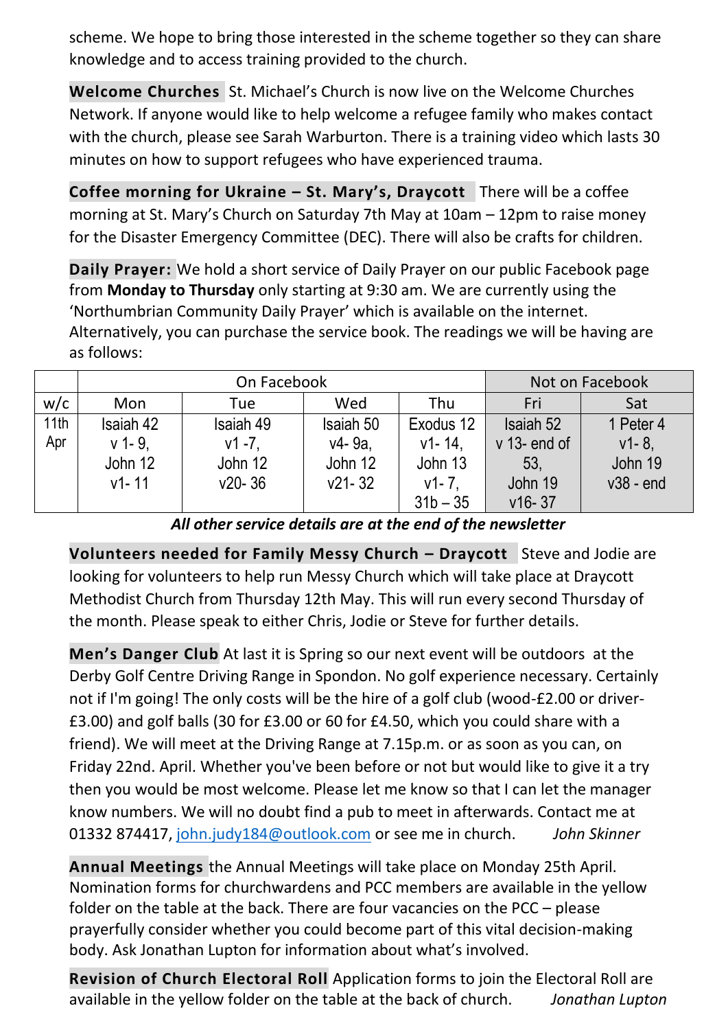scheme. We hope to bring those interested in the scheme together so they can share knowledge and to access training provided to the church.

**Welcome Churches** St. Michael's Church is now live on the Welcome Churches Network. If anyone would like to help welcome a refugee family who makes contact with the church, please see Sarah Warburton. There is a training video which lasts 30 minutes on how to support refugees who have experienced trauma.

**Coffee morning for Ukraine – St. Mary's, Draycott** There will be a coffee morning at St. Mary's Church on Saturday 7th May at 10am – 12pm to raise money for the Disaster Emergency Committee (DEC). There will also be crafts for children.

**Daily Prayer:** We hold a short service of Daily Prayer on our public Facebook page from **Monday to Thursday** only starting at 9:30 am. We are currently using the 'Northumbrian Community Daily Prayer' which is available on the internet. Alternatively, you can purchase the service book. The readings we will be having are as follows:

| | On Facebook | | | | Not on Facebook | |
|---|---|---|---|---|---|---|
| w/c | Mon | Tue | Wed | Thu | Fri | Sat |
| 11th Apr | Isaiah 42 v 1- 9, John 12 v1- 11 | Isaiah 49 v1 -7, John 12 v20- 36 | Isaiah 50 v4- 9a, John 12 v21- 32 | Exodus 12 v1- 14, John 13 v1- 7, 31b – 35 | Isaiah 52 v 13- end of 53, John 19 v16- 37 | 1 Peter 4 v1- 8, John 19 v38 - end |

***All other service details are at the end of the newsletter***

**Volunteers needed for Family Messy Church – Draycott** Steve and Jodie are looking for volunteers to help run Messy Church which will take place at Draycott Methodist Church from Thursday 12th May. This will run every second Thursday of the month. Please speak to either Chris, Jodie or Steve for further details.

**Men's Danger Club** At last it is Spring so our next event will be outdoors at the Derby Golf Centre Driving Range in Spondon. No golf experience necessary. Certainly not if I'm going! The only costs will be the hire of a golf club (wood-£2.00 or driver-£3.00) and golf balls (30 for £3.00 or 60 for £4.50, which you could share with a friend). We will meet at the Driving Range at 7.15p.m. or as soon as you can, on Friday 22nd. April. Whether you've been before or not but would like to give it a try then you would be most welcome. Please let me know so that I can let the manager know numbers. We will no doubt find a pub to meet in afterwards. Contact me at 01332 874417, john.judy184@outlook.com or see me in church. *John Skinner*

**Annual Meetings** the Annual Meetings will take place on Monday 25th April. Nomination forms for churchwardens and PCC members are available in the yellow folder on the table at the back. There are four vacancies on the PCC – please prayerfully consider whether you could become part of this vital decision-making body. Ask Jonathan Lupton for information about what's involved.

**Revision of Church Electoral Roll** Application forms to join the Electoral Roll are available in the yellow folder on the table at the back of church. *Jonathan Lupton*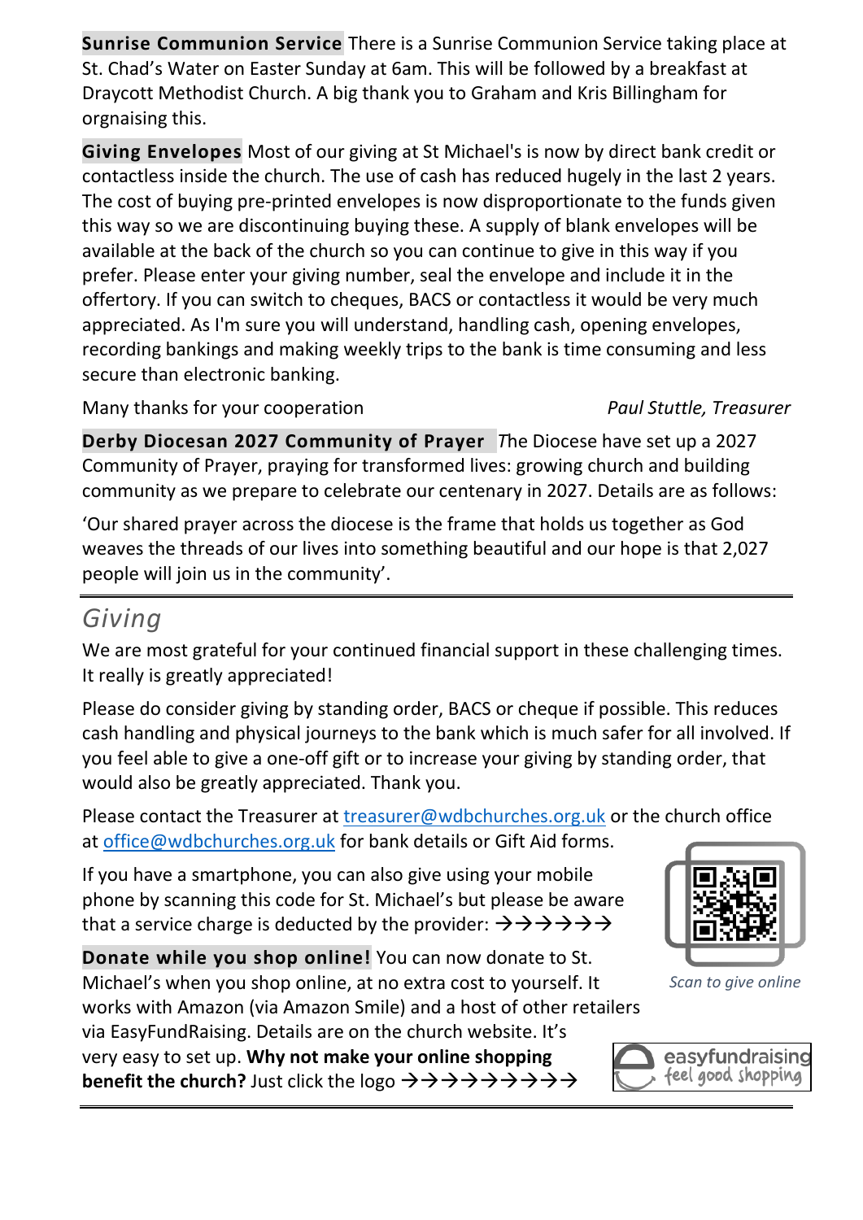**Sunrise Communion Service** There is a Sunrise Communion Service taking place at St. Chad's Water on Easter Sunday at 6am. This will be followed by a breakfast at Draycott Methodist Church. A big thank you to Graham and Kris Billingham for orgnaising this.

**Giving Envelopes** Most of our giving at St Michael's is now by direct bank credit or contactless inside the church. The use of cash has reduced hugely in the last 2 years. The cost of buying pre-printed envelopes is now disproportionate to the funds given this way so we are discontinuing buying these. A supply of blank envelopes will be available at the back of the church so you can continue to give in this way if you prefer. Please enter your giving number, seal the envelope and include it in the offertory. If you can switch to cheques, BACS or contactless it would be very much appreciated. As I'm sure you will understand, handling cash, opening envelopes, recording bankings and making weekly trips to the bank is time consuming and less secure than electronic banking.

Many thanks for your cooperation *Paul Stuttle, Treasurer*

**Derby Diocesan 2027 Community of Prayer** The Diocese have set up a 2027 Community of Prayer, praying for transformed lives: growing church and building community as we prepare to celebrate our centenary in 2027. Details are as follows:

'Our shared prayer across the diocese is the frame that holds us together as God weaves the threads of our lives into something beautiful and our hope is that 2,027 people will join us in the community'.

---

## *Giving*

We are most grateful for your continued financial support in these challenging times. It really is greatly appreciated!

Please do consider giving by standing order, BACS or cheque if possible. This reduces cash handling and physical journeys to the bank which is much safer for all involved. If you feel able to give a one-off gift or to increase your giving by standing order, that would also be greatly appreciated. Thank you.

Please contact the Treasurer at treasurer@wdbchurches.org.uk or the church office at office@wdbchurches.org.uk for bank details or Gift Aid forms.

If you have a smartphone, you can also give using your mobile phone by scanning this code for St. Michael's but please be aware that a service charge is deducted by the provider: →→→→→→

*Scan to give online*

**Donate while you shop online!** You can now donate to St. Michael's when you shop online, at no extra cost to yourself. It works with Amazon (via Amazon Smile) and a host of other retailers via EasyFundRaising. Details are on the church website. It's very easy to set up. **Why not make your online shopping benefit the church?** Just click the logo →→→→→→→→→

easyfundraising feel good shopping

---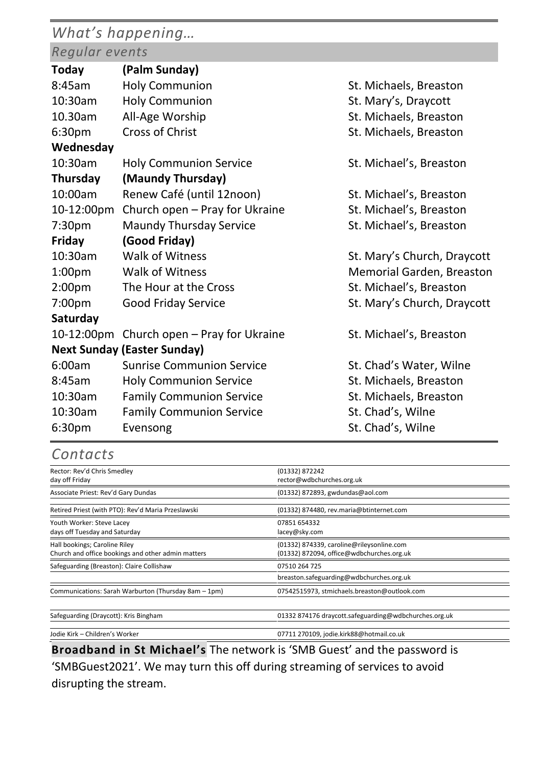# *What's happening…*

## *Regular events*

| | | |
|---|---|---|
| **Today** | **(Palm Sunday)** | |
| 8:45am | Holy Communion | St. Michaels, Breaston |
| 10:30am | Holy Communion | St. Mary's, Draycott |
| 10.30am | All-Age Worship | St. Michaels, Breaston |
| 6:30pm | Cross of Christ | St. Michaels, Breaston |
| **Wednesday** | | |
| 10:30am | Holy Communion Service | St. Michael's, Breaston |
| **Thursday** | **(Maundy Thursday)** | |
| 10:00am | Renew Café (until 12noon) | St. Michael's, Breaston |
| 10-12:00pm | Church open – Pray for Ukraine | St. Michael's, Breaston |
| 7:30pm | Maundy Thursday Service | St. Michael's, Breaston |
| **Friday** | **(Good Friday)** | |
| 10:30am | Walk of Witness | St. Mary's Church, Draycott |
| 1:00pm | Walk of Witness | Memorial Garden, Breaston |
| 2:00pm | The Hour at the Cross | St. Michael's, Breaston |
| 7:00pm | Good Friday Service | St. Mary's Church, Draycott |
| **Saturday** | | |
| 10-12:00pm | Church open – Pray for Ukraine | St. Michael's, Breaston |
| **Next Sunday (Easter Sunday)** | | |
| 6:00am | Sunrise Communion Service | St. Chad's Water, Wilne |
| 8:45am | Holy Communion Service | St. Michaels, Breaston |
| 10:30am | Family Communion Service | St. Michaels, Breaston |
| 10:30am | Family Communion Service | St. Chad's, Wilne |
| 6:30pm | Evensong | St. Chad's, Wilne |

## *Contacts*

| | |
|---|---|
| Rector: Rev'd Chris Smedley<br>day off Friday | (01332) 872242<br>rector@wdbchurches.org.uk |
| Associate Priest: Rev'd Gary Dundas | (01332) 872893, gwdundas@aol.com |
| Retired Priest (with PTO): Rev'd Maria Przeslawski | (01332) 874480, rev.maria@btinternet.com |
| Youth Worker: Steve Lacey<br>days off Tuesday and Saturday | 07851 654332<br>lacey@sky.com |
| Hall bookings; Caroline Riley<br>Church and office bookings and other admin matters | (01332) 874339, caroline@rileysonline.com<br>(01332) 872094, office@wdbchurches.org.uk |
| Safeguarding (Breaston): Claire Collishaw | 07510 264 725 |
| | breaston.safeguarding@wdbchurches.org.uk |
| Communications: Sarah Warburton (Thursday 8am – 1pm) | 07542515973, stmichaels.breaston@outlook.com |
| Safeguarding (Draycott): Kris Bingham | 01332 874176 draycott.safeguarding@wdbchurches.org.uk |
| Jodie Kirk – Children's Worker | 07711 270109, jodie.kirk88@hotmail.co.uk |

**Broadband in St Michael's** The network is 'SMB Guest' and the password is 'SMBGuest2021'. We may turn this off during streaming of services to avoid disrupting the stream.